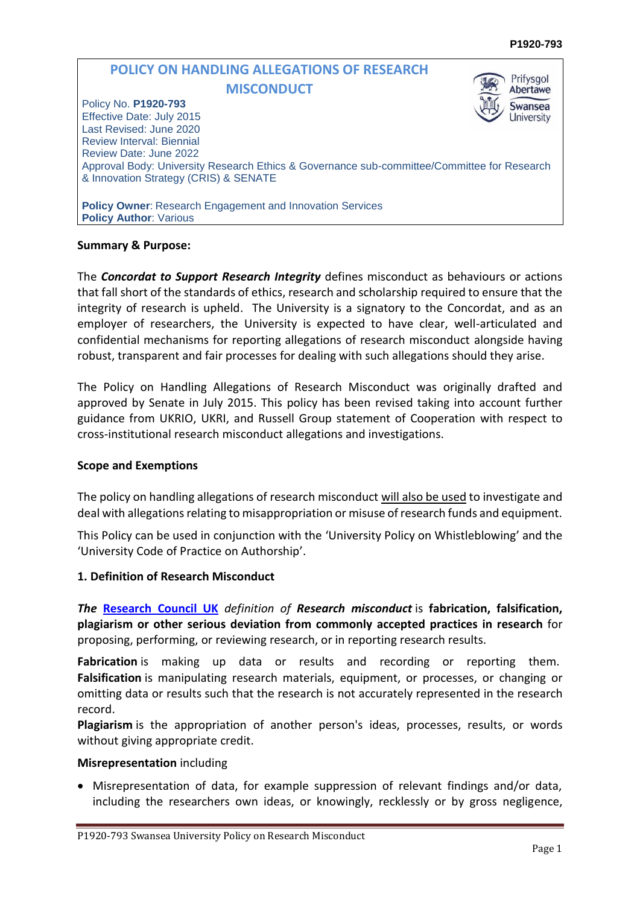# POLICY ON HANDLING ALLEGATIONS OF RESEARCH MISCONDUCT

Policy No. **P1920-793**
Effective Date: July 2015
Last Revised: June 2020
Review Interval: Biennial
Review Date: June 2022
Approval Body: University Research Ethics & Governance sub-committee/Committee for Research & Innovation Strategy (CRIS) & SENATE

**Policy Owner**: Research Engagement and Innovation Services
**Policy Author**: Various

**Summary & Purpose:**

The ***Concordat to Support Research Integrity*** defines misconduct as behaviours or actions that fall short of the standards of ethics, research and scholarship required to ensure that the integrity of research is upheld. The University is a signatory to the Concordat, and as an employer of researchers, the University is expected to have clear, well-articulated and confidential mechanisms for reporting allegations of research misconduct alongside having robust, transparent and fair processes for dealing with such allegations should they arise.

The Policy on Handling Allegations of Research Misconduct was originally drafted and approved by Senate in July 2015. This policy has been revised taking into account further guidance from UKRIO, UKRI, and Russell Group statement of Cooperation with respect to cross-institutional research misconduct allegations and investigations.

**Scope and Exemptions**

The policy on handling allegations of research misconduct will also be used to investigate and deal with allegations relating to misappropriation or misuse of research funds and equipment.

This Policy can be used in conjunction with the 'University Policy on Whistleblowing' and the 'University Code of Practice on Authorship'.

**1. Definition of Research Misconduct**

***The* [Research Council UK](#)** *definition of* ***Research misconduct*** is **fabrication, falsification, plagiarism or other serious deviation from commonly accepted practices in research** for proposing, performing, or reviewing research, or in reporting research results.

**Fabrication** is making up data or results and recording or reporting them.
**Falsification** is manipulating research materials, equipment, or processes, or changing or omitting data or results such that the research is not accurately represented in the research record.
**Plagiarism** is the appropriation of another person's ideas, processes, results, or words without giving appropriate credit.

**Misrepresentation** including

- Misrepresentation of data, for example suppression of relevant findings and/or data, including the researchers own ideas, or knowingly, recklessly or by gross negligence,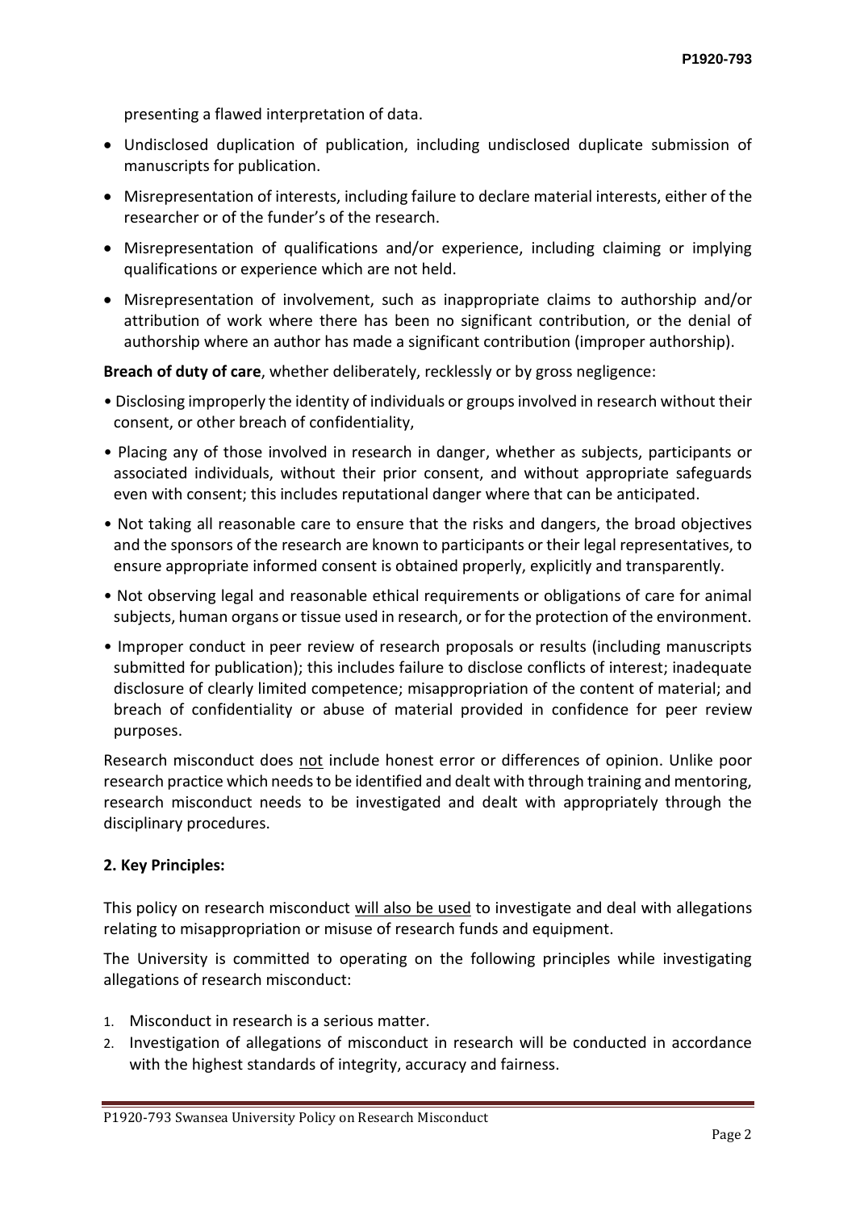presenting a flawed interpretation of data.

- Undisclosed duplication of publication, including undisclosed duplicate submission of manuscripts for publication.
- Misrepresentation of interests, including failure to declare material interests, either of the researcher or of the funder's of the research.
- Misrepresentation of qualifications and/or experience, including claiming or implying qualifications or experience which are not held.
- Misrepresentation of involvement, such as inappropriate claims to authorship and/or attribution of work where there has been no significant contribution, or the denial of authorship where an author has made a significant contribution (improper authorship).

**Breach of duty of care**, whether deliberately, recklessly or by gross negligence:

- Disclosing improperly the identity of individuals or groups involved in research without their consent, or other breach of confidentiality,
- Placing any of those involved in research in danger, whether as subjects, participants or associated individuals, without their prior consent, and without appropriate safeguards even with consent; this includes reputational danger where that can be anticipated.
- Not taking all reasonable care to ensure that the risks and dangers, the broad objectives and the sponsors of the research are known to participants or their legal representatives, to ensure appropriate informed consent is obtained properly, explicitly and transparently.
- Not observing legal and reasonable ethical requirements or obligations of care for animal subjects, human organs or tissue used in research, or for the protection of the environment.
- Improper conduct in peer review of research proposals or results (including manuscripts submitted for publication); this includes failure to disclose conflicts of interest; inadequate disclosure of clearly limited competence; misappropriation of the content of material; and breach of confidentiality or abuse of material provided in confidence for peer review purposes.

Research misconduct does not include honest error or differences of opinion. Unlike poor research practice which needs to be identified and dealt with through training and mentoring, research misconduct needs to be investigated and dealt with appropriately through the disciplinary procedures.

## 2. Key Principles:

This policy on research misconduct will also be used to investigate and deal with allegations relating to misappropriation or misuse of research funds and equipment.

The University is committed to operating on the following principles while investigating allegations of research misconduct:

1. Misconduct in research is a serious matter.
2. Investigation of allegations of misconduct in research will be conducted in accordance with the highest standards of integrity, accuracy and fairness.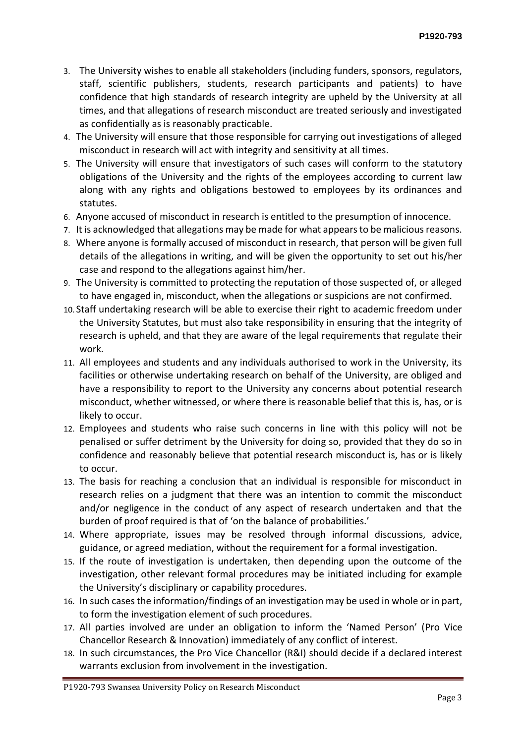3. The University wishes to enable all stakeholders (including funders, sponsors, regulators, staff, scientific publishers, students, research participants and patients) to have confidence that high standards of research integrity are upheld by the University at all times, and that allegations of research misconduct are treated seriously and investigated as confidentially as is reasonably practicable.
4. The University will ensure that those responsible for carrying out investigations of alleged misconduct in research will act with integrity and sensitivity at all times.
5. The University will ensure that investigators of such cases will conform to the statutory obligations of the University and the rights of the employees according to current law along with any rights and obligations bestowed to employees by its ordinances and statutes.
6. Anyone accused of misconduct in research is entitled to the presumption of innocence.
7. It is acknowledged that allegations may be made for what appears to be malicious reasons.
8. Where anyone is formally accused of misconduct in research, that person will be given full details of the allegations in writing, and will be given the opportunity to set out his/her case and respond to the allegations against him/her.
9. The University is committed to protecting the reputation of those suspected of, or alleged to have engaged in, misconduct, when the allegations or suspicions are not confirmed.
10. Staff undertaking research will be able to exercise their right to academic freedom under the University Statutes, but must also take responsibility in ensuring that the integrity of research is upheld, and that they are aware of the legal requirements that regulate their work.
11. All employees and students and any individuals authorised to work in the University, its facilities or otherwise undertaking research on behalf of the University, are obliged and have a responsibility to report to the University any concerns about potential research misconduct, whether witnessed, or where there is reasonable belief that this is, has, or is likely to occur.
12. Employees and students who raise such concerns in line with this policy will not be penalised or suffer detriment by the University for doing so, provided that they do so in confidence and reasonably believe that potential research misconduct is, has or is likely to occur.
13. The basis for reaching a conclusion that an individual is responsible for misconduct in research relies on a judgment that there was an intention to commit the misconduct and/or negligence in the conduct of any aspect of research undertaken and that the burden of proof required is that of 'on the balance of probabilities.'
14. Where appropriate, issues may be resolved through informal discussions, advice, guidance, or agreed mediation, without the requirement for a formal investigation.
15. If the route of investigation is undertaken, then depending upon the outcome of the investigation, other relevant formal procedures may be initiated including for example the University's disciplinary or capability procedures.
16. In such cases the information/findings of an investigation may be used in whole or in part, to form the investigation element of such procedures.
17. All parties involved are under an obligation to inform the 'Named Person' (Pro Vice Chancellor Research & Innovation) immediately of any conflict of interest.
18. In such circumstances, the Pro Vice Chancellor (R&I) should decide if a declared interest warrants exclusion from involvement in the investigation.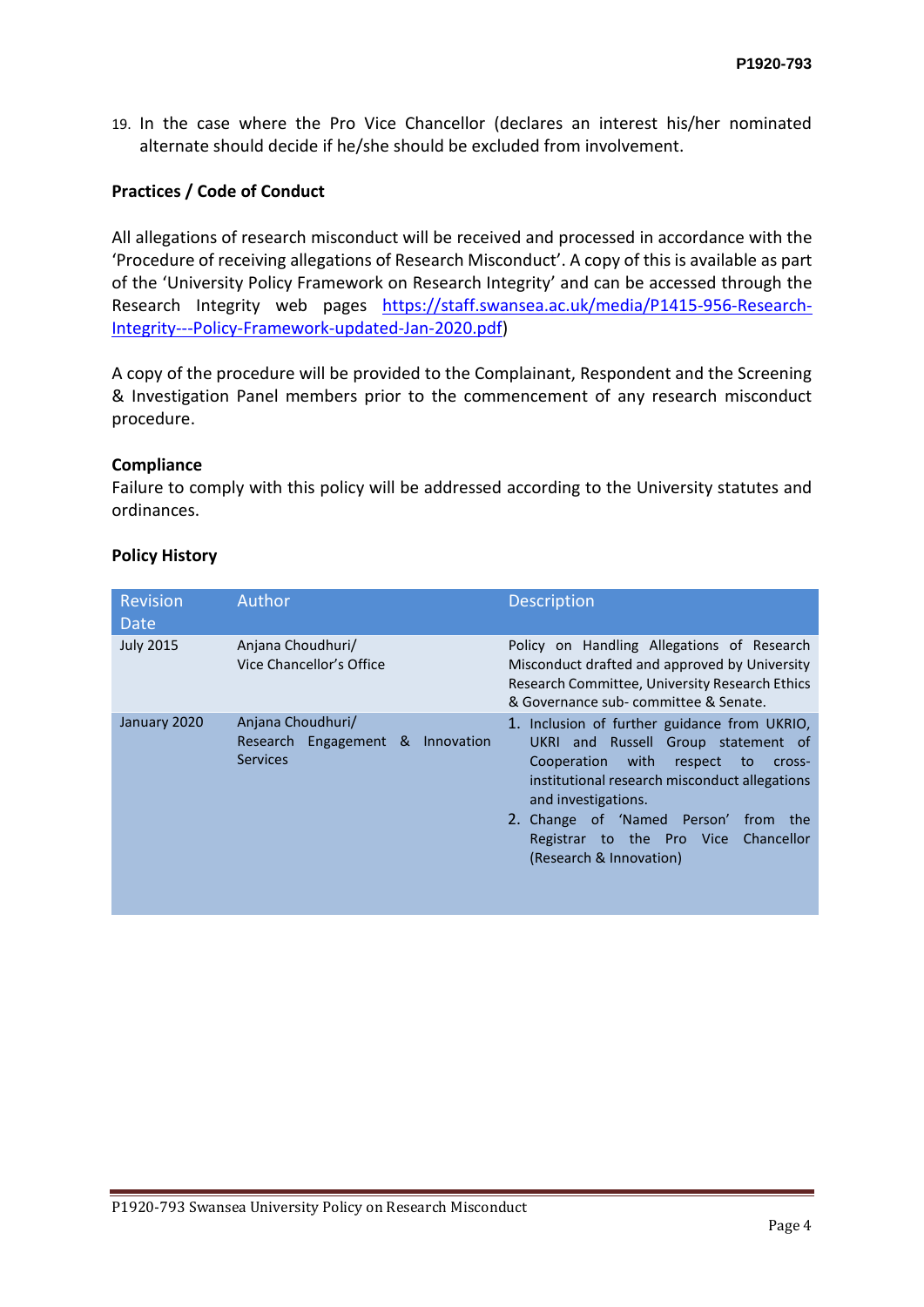19. In the case where the Pro Vice Chancellor (declares an interest his/her nominated alternate should decide if he/she should be excluded from involvement.

**Practices / Code of Conduct**

All allegations of research misconduct will be received and processed in accordance with the 'Procedure of receiving allegations of Research Misconduct'. A copy of this is available as part of the 'University Policy Framework on Research Integrity' and can be accessed through the Research Integrity web pages [https://staff.swansea.ac.uk/media/P1415-956-Research-Integrity---Policy-Framework-updated-Jan-2020.pdf](https://staff.swansea.ac.uk/media/P1415-956-Research-Integrity---Policy-Framework-updated-Jan-2020.pdf))

A copy of the procedure will be provided to the Complainant, Respondent and the Screening & Investigation Panel members prior to the commencement of any research misconduct procedure.

**Compliance**

Failure to comply with this policy will be addressed according to the University statutes and ordinances.

**Policy History**

| Revision Date | Author | Description |
|---|---|---|
| July 2015 | Anjana Choudhuri/ Vice Chancellor's Office | Policy on Handling Allegations of Research Misconduct drafted and approved by University Research Committee, University Research Ethics & Governance sub- committee & Senate. |
| January 2020 | Anjana Choudhuri/ Research Engagement & Innovation Services | 1. Inclusion of further guidance from UKRIO, UKRI and Russell Group statement of Cooperation with respect to cross-institutional research misconduct allegations and investigations.<br>2. Change of 'Named Person' from the Registrar to the Pro Vice Chancellor (Research & Innovation) |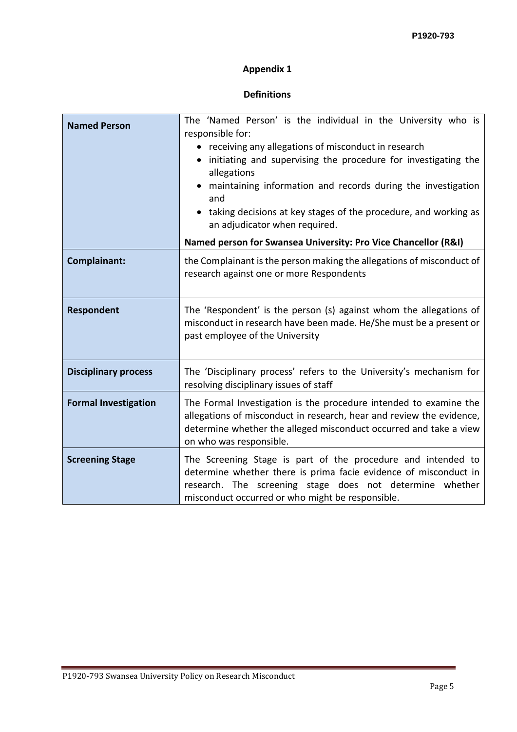## Appendix 1

### Definitions

| | |
|---|---|
| **Named Person** | The 'Named Person' is the individual in the University who is responsible for:<br>• receiving any allegations of misconduct in research<br>• initiating and supervising the procedure for investigating the allegations<br>• maintaining information and records during the investigation and<br>• taking decisions at key stages of the procedure, and working as an adjudicator when required.<br>**Named person for Swansea University: Pro Vice Chancellor (R&I)** |
| **Complainant:** | the Complainant is the person making the allegations of misconduct of research against one or more Respondents |
| **Respondent** | The 'Respondent' is the person (s) against whom the allegations of misconduct in research have been made. He/She must be a present or past employee of the University |
| **Disciplinary process** | The 'Disciplinary process' refers to the University's mechanism for resolving disciplinary issues of staff |
| **Formal Investigation** | The Formal Investigation is the procedure intended to examine the allegations of misconduct in research, hear and review the evidence, determine whether the alleged misconduct occurred and take a view on who was responsible. |
| **Screening Stage** | The Screening Stage is part of the procedure and intended to determine whether there is prima facie evidence of misconduct in research. The screening stage does not determine whether misconduct occurred or who might be responsible. |